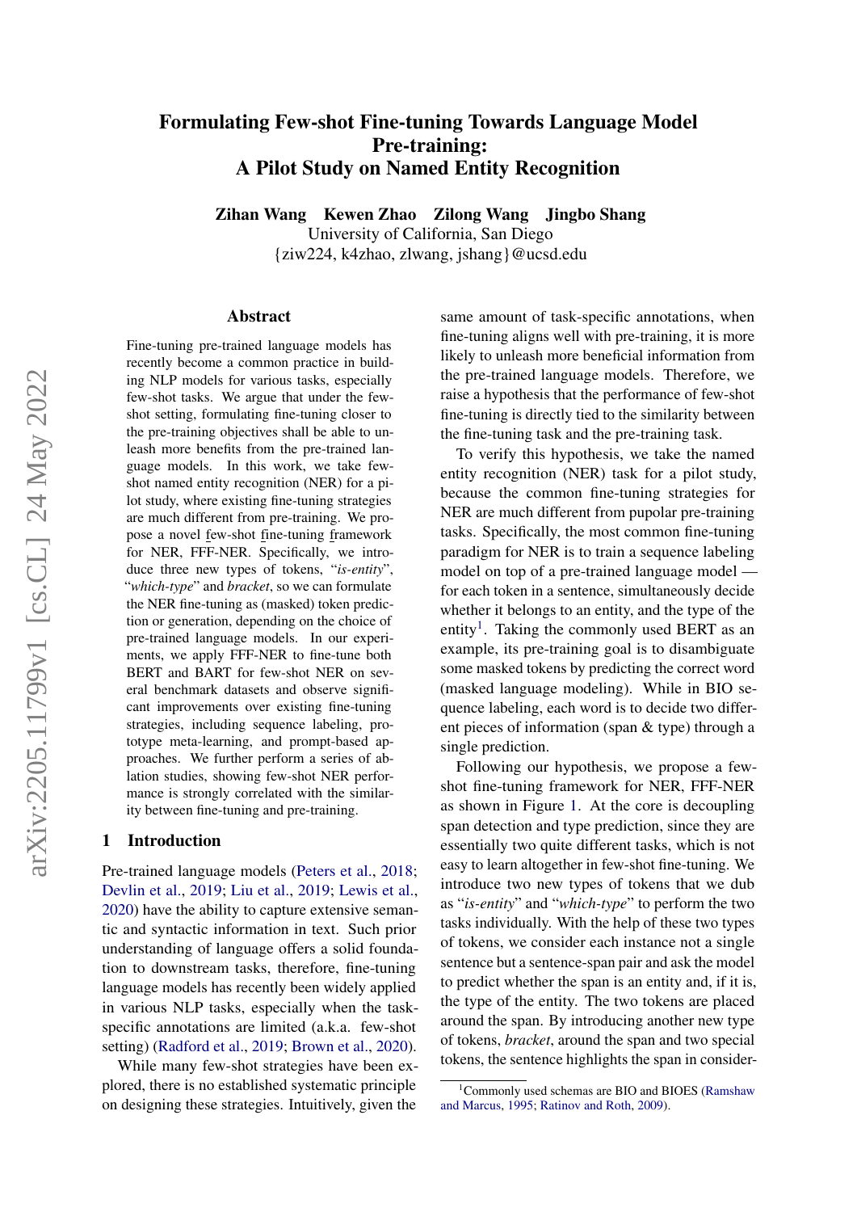# Formulating Few-shot Fine-tuning Towards Language Model Pre-training: A Pilot Study on Named Entity Recognition

**Zihan Wang Kewen Zhao Zilong Wang Jingbo Shang**

University of California, San Diego

{ziw224, k4zhao, zlwang, jshang}@ucsd.edu

## Abstract

Fine-tuning pre-trained language models has recently become a common practice in building NLP models for various tasks, especially few-shot tasks. We argue that under the few-shot setting, formulating fine-tuning closer to the pre-training objectives shall be able to unleash more benefits from the pre-trained language models. In this work, we take few-shot named entity recognition (NER) for a pilot study, where existing fine-tuning strategies are much different from pre-training. We propose a novel few-shot fine-tuning framework for NER, FFF-NER. Specifically, we introduce three new types of tokens, "*is-entity*", "*which-type*" and *bracket*, so we can formulate the NER fine-tuning as (masked) token prediction or generation, depending on the choice of pre-trained language models. In our experiments, we apply FFF-NER to fine-tune both BERT and BART for few-shot NER on several benchmark datasets and observe significant improvements over existing fine-tuning strategies, including sequence labeling, prototype meta-learning, and prompt-based approaches. We further perform a series of ablation studies, showing few-shot NER performance is strongly correlated with the similarity between fine-tuning and pre-training.

## 1 Introduction

Pre-trained language models (Peters et al., 2018; Devlin et al., 2019; Liu et al., 2019; Lewis et al., 2020) have the ability to capture extensive semantic and syntactic information in text. Such prior understanding of language offers a solid foundation to downstream tasks, therefore, fine-tuning language models has recently been widely applied in various NLP tasks, especially when the task-specific annotations are limited (a.k.a. few-shot setting) (Radford et al., 2019; Brown et al., 2020).

While many few-shot strategies have been explored, there is no established systematic principle on designing these strategies. Intuitively, given the same amount of task-specific annotations, when fine-tuning aligns well with pre-training, it is more likely to unleash more beneficial information from the pre-trained language models. Therefore, we raise a hypothesis that the performance of few-shot fine-tuning is directly tied to the similarity between the fine-tuning task and the pre-training task.

To verify this hypothesis, we take the named entity recognition (NER) task for a pilot study, because the common fine-tuning strategies for NER are much different from pupolar pre-training tasks. Specifically, the most common fine-tuning paradigm for NER is to train a sequence labeling model on top of a pre-trained language model — for each token in a sentence, simultaneously decide whether it belongs to an entity, and the type of the entity[1]. Taking the commonly used BERT as an example, its pre-training goal is to disambiguate some masked tokens by predicting the correct word (masked language modeling). While in BIO sequence labeling, each word is to decide two different pieces of information (span & type) through a single prediction.

Following our hypothesis, we propose a few-shot fine-tuning framework for NER, FFF-NER as shown in Figure 1. At the core is decoupling span detection and type prediction, since they are essentially two quite different tasks, which is not easy to learn altogether in few-shot fine-tuning. We introduce two new types of tokens that we dub as "*is-entity*" and "*which-type*" to perform the two tasks individually. With the help of these two types of tokens, we consider each instance not a single sentence but a sentence-span pair and ask the model to predict whether the span is an entity and, if it is, the type of the entity. The two tokens are placed around the span. By introducing another new type of tokens, *bracket*, around the span and two special tokens, the sentence highlights the span in consider-

[1] Commonly used schemas are BIO and BIOES (Ramshaw and Marcus, 1995; Ratinov and Roth, 2009).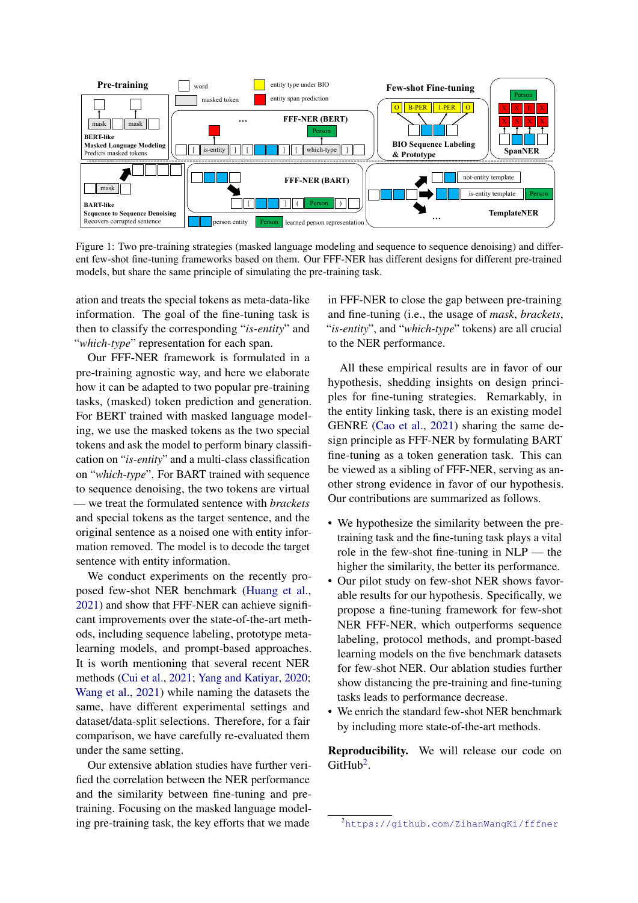Figure 1: Two pre-training strategies (masked language modeling and sequence to sequence denoising) and different few-shot fine-tuning frameworks based on them. Our FFF-NER has different designs for different pre-trained models, but share the same principle of simulating the pre-training task.

ation and treats the special tokens as meta-data-like information. The goal of the fine-tuning task is then to classify the corresponding "*is-entity*" and "*which-type*" representation for each span.

Our FFF-NER framework is formulated in a pre-training agnostic way, and here we elaborate how it can be adapted to two popular pre-training tasks, (masked) token prediction and generation. For BERT trained with masked language modeling, we use the masked tokens as the two special tokens and ask the model to perform binary classification on "*is-entity*" and a multi-class classification on "*which-type*". For BART trained with sequence to sequence denoising, the two tokens are virtual — we treat the formulated sentence with *brackets* and special tokens as the target sentence, and the original sentence as a noised one with entity information removed. The model is to decode the target sentence with entity information.

We conduct experiments on the recently proposed few-shot NER benchmark (Huang et al., 2021) and show that FFF-NER can achieve significant improvements over the state-of-the-art methods, including sequence labeling, prototype meta-learning models, and prompt-based approaches. It is worth mentioning that several recent NER methods (Cui et al., 2021; Yang and Katiyar, 2020; Wang et al., 2021) while naming the datasets the same, have different experimental settings and dataset/data-split selections. Therefore, for a fair comparison, we have carefully re-evaluated them under the same setting.

Our extensive ablation studies have further verified the correlation between the NER performance and the similarity between fine-tuning and pre-training. Focusing on the masked language modeling pre-training task, the key efforts that we made in FFF-NER to close the gap between pre-training and fine-tuning (i.e., the usage of *mask*, *brackets*, "*is-entity*", and "*which-type*" tokens) are all crucial to the NER performance.

All these empirical results are in favor of our hypothesis, shedding insights on design principles for fine-tuning strategies. Remarkably, in the entity linking task, there is an existing model GENRE (Cao et al., 2021) sharing the same design principle as FFF-NER by formulating BART fine-tuning as a token generation task. This can be viewed as a sibling of FFF-NER, serving as another strong evidence in favor of our hypothesis. Our contributions are summarized as follows.

- We hypothesize the similarity between the pre-training task and the fine-tuning task plays a vital role in the few-shot fine-tuning in NLP — the higher the similarity, the better its performance.
- Our pilot study on few-shot NER shows favorable results for our hypothesis. Specifically, we propose a fine-tuning framework for few-shot NER FFF-NER, which outperforms sequence labeling, protocol methods, and prompt-based learning models on the five benchmark datasets for few-shot NER. Our ablation studies further show distancing the pre-training and fine-tuning tasks leads to performance decrease.
- We enrich the standard few-shot NER benchmark by including more state-of-the-art methods.

**Reproducibility.** We will release our code on GitHub[2].

[2] https://github.com/ZihanWangKi/fffner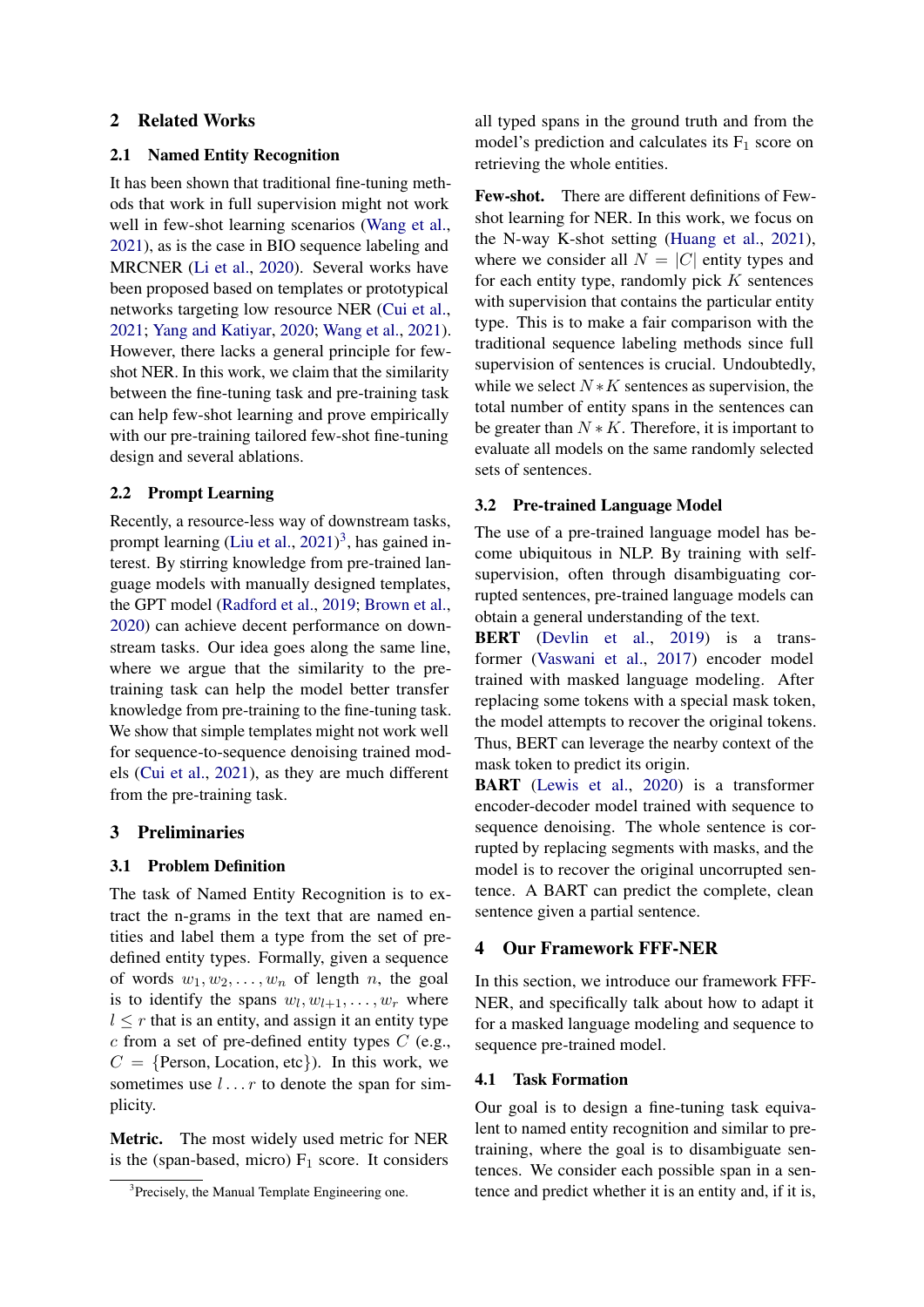## 2 Related Works

### 2.1 Named Entity Recognition

It has been shown that traditional fine-tuning methods that work in full supervision might not work well in few-shot learning scenarios (Wang et al., 2021), as is the case in BIO sequence labeling and MRCNER (Li et al., 2020). Several works have been proposed based on templates or prototypical networks targeting low resource NER (Cui et al., 2021; Yang and Katiyar, 2020; Wang et al., 2021). However, there lacks a general principle for few-shot NER. In this work, we claim that the similarity between the fine-tuning task and pre-training task can help few-shot learning and prove empirically with our pre-training tailored few-shot fine-tuning design and several ablations.

### 2.2 Prompt Learning

Recently, a resource-less way of downstream tasks, prompt learning (Liu et al., 2021)[3], has gained interest. By stirring knowledge from pre-trained language models with manually designed templates, the GPT model (Radford et al., 2019; Brown et al., 2020) can achieve decent performance on downstream tasks. Our idea goes along the same line, where we argue that the similarity to the pre-training task can help the model better transfer knowledge from pre-training to the fine-tuning task. We show that simple templates might not work well for sequence-to-sequence denoising trained models (Cui et al., 2021), as they are much different from the pre-training task.

## 3 Preliminaries

### 3.1 Problem Definition

The task of Named Entity Recognition is to extract the n-grams in the text that are named entities and label them a type from the set of pre-defined entity types. Formally, given a sequence of words $w_1, w_2, \ldots, w_n$ of length $n$, the goal is to identify the spans $w_l, w_{l+1}, \ldots, w_r$ where $l \leq r$ that is an entity, and assign it an entity type $c$ from a set of pre-defined entity types $C$ (e.g., $C = \{$Person, Location, etc$\}$). In this work, we sometimes use $l \ldots r$ to denote the span for simplicity.

**Metric.** The most widely used metric for NER is the (span-based, micro) $\text{F}_1$ score. It considers all typed spans in the ground truth and from the model's prediction and calculates its $\text{F}_1$ score on retrieving the whole entities.

**Few-shot.** There are different definitions of Few-shot learning for NER. In this work, we focus on the N-way K-shot setting (Huang et al., 2021), where we consider all $N = |C|$ entity types and for each entity type, randomly pick $K$ sentences with supervision that contains the particular entity type. This is to make a fair comparison with the traditional sequence labeling methods since full supervision of sentences is crucial. Undoubtedly, while we select $N * K$ sentences as supervision, the total number of entity spans in the sentences can be greater than $N * K$. Therefore, it is important to evaluate all models on the same randomly selected sets of sentences.

### 3.2 Pre-trained Language Model

The use of a pre-trained language model has become ubiquitous in NLP. By training with self-supervision, often through disambiguating corrupted sentences, pre-trained language models can obtain a general understanding of the text.

**BERT** (Devlin et al., 2019) is a transformer (Vaswani et al., 2017) encoder model trained with masked language modeling. After replacing some tokens with a special mask token, the model attempts to recover the original tokens. Thus, BERT can leverage the nearby context of the mask token to predict its origin.

**BART** (Lewis et al., 2020) is a transformer encoder-decoder model trained with sequence to sequence denoising. The whole sentence is corrupted by replacing segments with masks, and the model is to recover the original uncorrupted sentence. A BART can predict the complete, clean sentence given a partial sentence.

## 4 Our Framework FFF-NER

In this section, we introduce our framework FFF-NER, and specifically talk about how to adapt it for a masked language modeling and sequence to sequence pre-trained model.

### 4.1 Task Formation

Our goal is to design a fine-tuning task equivalent to named entity recognition and similar to pre-training, where the goal is to disambiguate sentences. We consider each possible span in a sentence and predict whether it is an entity and, if it is,

[3] Precisely, the Manual Template Engineering one.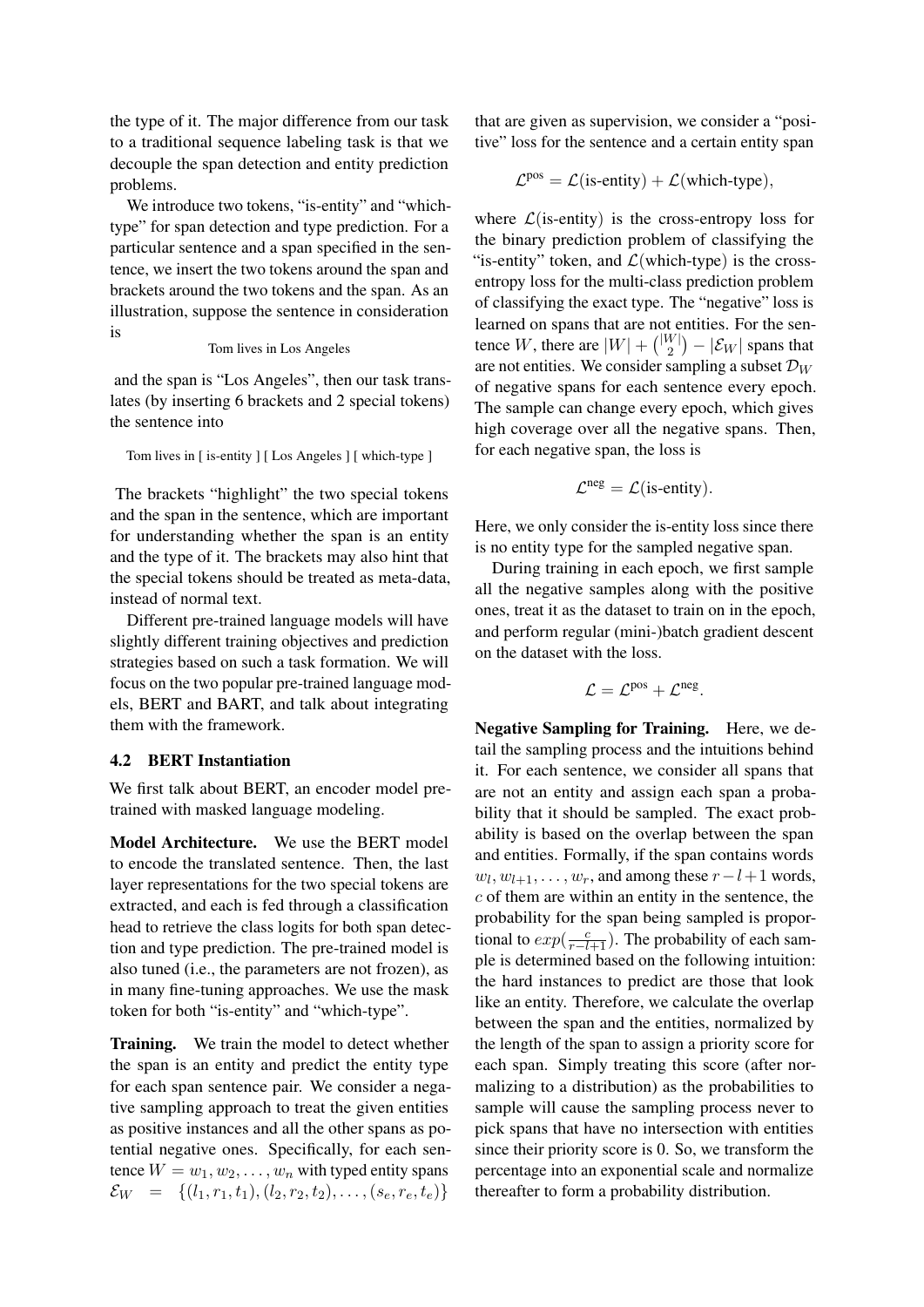the type of it. The major difference from our task to a traditional sequence labeling task is that we decouple the span detection and entity prediction problems.

We introduce two tokens, "is-entity" and "which-type" for span detection and type prediction. For a particular sentence and a span specified in the sentence, we insert the two tokens around the span and brackets around the two tokens and the span. As an illustration, suppose the sentence in consideration is

Tom lives in Los Angeles

and the span is "Los Angeles", then our task translates (by inserting 6 brackets and 2 special tokens) the sentence into

Tom lives in [ is-entity ] [ Los Angeles ] [ which-type ]

The brackets "highlight" the two special tokens and the span in the sentence, which are important for understanding whether the span is an entity and the type of it. The brackets may also hint that the special tokens should be treated as meta-data, instead of normal text.

Different pre-trained language models will have slightly different training objectives and prediction strategies based on such a task formation. We will focus on the two popular pre-trained language models, BERT and BART, and talk about integrating them with the framework.

### 4.2 BERT Instantiation

We first talk about BERT, an encoder model pre-trained with masked language modeling.

**Model Architecture.** We use the BERT model to encode the translated sentence. Then, the last layer representations for the two special tokens are extracted, and each is fed through a classification head to retrieve the class logits for both span detection and type prediction. The pre-trained model is also tuned (i.e., the parameters are not frozen), as in many fine-tuning approaches. We use the mask token for both "is-entity" and "which-type".

**Training.** We train the model to detect whether the span is an entity and predict the entity type for each span sentence pair. We consider a negative sampling approach to treat the given entities as positive instances and all the other spans as potential negative ones. Specifically, for each sentence $W = w_1, w_2, \ldots, w_n$ with typed entity spans $\mathcal{E}_W = \{(l_1, r_1, t_1), (l_2, r_2, t_2), \ldots, (s_e, r_e, t_e)\}$ that are given as supervision, we consider a "positive" loss for the sentence and a certain entity span

$$\mathcal{L}^{\text{pos}} = \mathcal{L}(\text{is-entity}) + \mathcal{L}(\text{which-type}),$$

where $\mathcal{L}(\text{is-entity})$ is the cross-entropy loss for the binary prediction problem of classifying the "is-entity" token, and $\mathcal{L}(\text{which-type})$ is the cross-entropy loss for the multi-class prediction problem of classifying the exact type. The "negative" loss is learned on spans that are not entities. For the sentence $W$, there are $|W| + \binom{|W|}{2} - |\mathcal{E}_W|$ spans that are not entities. We consider sampling a subset $\mathcal{D}_W$ of negative spans for each sentence every epoch. The sample can change every epoch, which gives high coverage over all the negative spans. Then, for each negative span, the loss is

$$\mathcal{L}^{\text{neg}} = \mathcal{L}(\text{is-entity}).$$

Here, we only consider the is-entity loss since there is no entity type for the sampled negative span.

During training in each epoch, we first sample all the negative samples along with the positive ones, treat it as the dataset to train on in the epoch, and perform regular (mini-)batch gradient descent on the dataset with the loss.

$$\mathcal{L} = \mathcal{L}^{\text{pos}} + \mathcal{L}^{\text{neg}}.$$

**Negative Sampling for Training.** Here, we detail the sampling process and the intuitions behind it. For each sentence, we consider all spans that are not an entity and assign each span a probability that it should be sampled. The exact probability is based on the overlap between the span and entities. Formally, if the span contains words $w_l, w_{l+1}, \ldots, w_r$, and among these $r - l + 1$ words, $c$ of them are within an entity in the sentence, the probability for the span being sampled is proportional to $exp(\frac{c}{r-l+1})$. The probability of each sample is determined based on the following intuition: the hard instances to predict are those that look like an entity. Therefore, we calculate the overlap between the span and the entities, normalized by the length of the span to assign a priority score for each span. Simply treating this score (after normalizing to a distribution) as the probabilities to sample will cause the sampling process never to pick spans that have no intersection with entities since their priority score is 0. So, we transform the percentage into an exponential scale and normalize thereafter to form a probability distribution.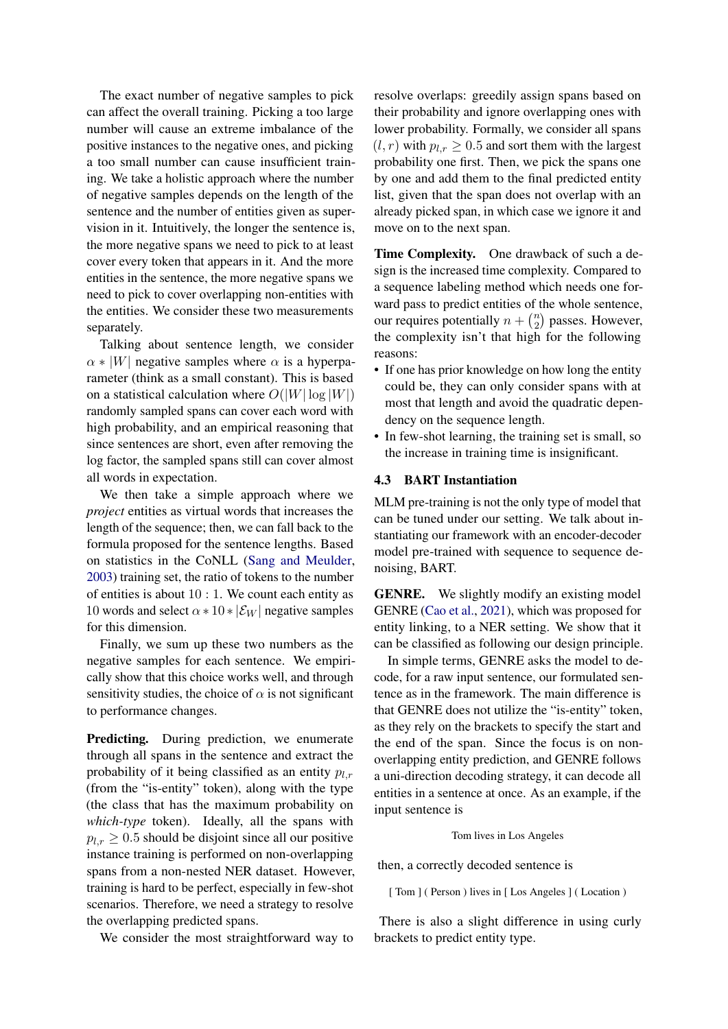The exact number of negative samples to pick can affect the overall training. Picking a too large number will cause an extreme imbalance of the positive instances to the negative ones, and picking a too small number can cause insufficient training. We take a holistic approach where the number of negative samples depends on the length of the sentence and the number of entities given as supervision in it. Intuitively, the longer the sentence is, the more negative spans we need to pick to at least cover every token that appears in it. And the more entities in the sentence, the more negative spans we need to pick to cover overlapping non-entities with the entities. We consider these two measurements separately.

Talking about sentence length, we consider $\alpha * |W|$ negative samples where $\alpha$ is a hyperparameter (think as a small constant). This is based on a statistical calculation where $O(|W| \log |W|)$ randomly sampled spans can cover each word with high probability, and an empirical reasoning that since sentences are short, even after removing the log factor, the sampled spans still can cover almost all words in expectation.

We then take a simple approach where we *project* entities as virtual words that increases the length of the sequence; then, we can fall back to the formula proposed for the sentence lengths. Based on statistics in the CoNLL (Sang and Meulder, 2003) training set, the ratio of tokens to the number of entities is about $10:1$. We count each entity as 10 words and select $\alpha * 10 * |\mathcal{E}_W|$ negative samples for this dimension.

Finally, we sum up these two numbers as the negative samples for each sentence. We empirically show that this choice works well, and through sensitivity studies, the choice of $\alpha$ is not significant to performance changes.

**Predicting.** During prediction, we enumerate through all spans in the sentence and extract the probability of it being classified as an entity $p_{l,r}$ (from the "is-entity" token), along with the type (the class that has the maximum probability on *which-type* token). Ideally, all the spans with $p_{l,r} \geq 0.5$ should be disjoint since all our positive instance training is performed on non-overlapping spans from a non-nested NER dataset. However, training is hard to be perfect, especially in few-shot scenarios. Therefore, we need a strategy to resolve the overlapping predicted spans.

We consider the most straightforward way to resolve overlaps: greedily assign spans based on their probability and ignore overlapping ones with lower probability. Formally, we consider all spans $(l, r)$ with $p_{l,r} \geq 0.5$ and sort them with the largest probability one first. Then, we pick the spans one by one and add them to the final predicted entity list, given that the span does not overlap with an already picked span, in which case we ignore it and move on to the next span.

**Time Complexity.** One drawback of such a design is the increased time complexity. Compared to a sequence labeling method which needs one forward pass to predict entities of the whole sentence, our requires potentially $n + \binom{n}{2}$ passes. However, the complexity isn't that high for the following reasons:

- If one has prior knowledge on how long the entity could be, they can only consider spans with at most that length and avoid the quadratic dependency on the sequence length.
- In few-shot learning, the training set is small, so the increase in training time is insignificant.

### 4.3 BART Instantiation

MLM pre-training is not the only type of model that can be tuned under our setting. We talk about instantiating our framework with an encoder-decoder model pre-trained with sequence to sequence denoising, BART.

**GENRE.** We slightly modify an existing model GENRE (Cao et al., 2021), which was proposed for entity linking, to a NER setting. We show that it can be classified as following our design principle.

In simple terms, GENRE asks the model to decode, for a raw input sentence, our formulated sentence as in the framework. The main difference is that GENRE does not utilize the "is-entity" token, as they rely on the brackets to specify the start and the end of the span. Since the focus is on non-overlapping entity prediction, and GENRE follows a uni-direction decoding strategy, it can decode all entities in a sentence at once. As an example, if the input sentence is

Tom lives in Los Angeles

then, a correctly decoded sentence is

[ Tom ] ( Person ) lives in [ Los Angeles ] ( Location )

There is also a slight difference in using curly brackets to predict entity type.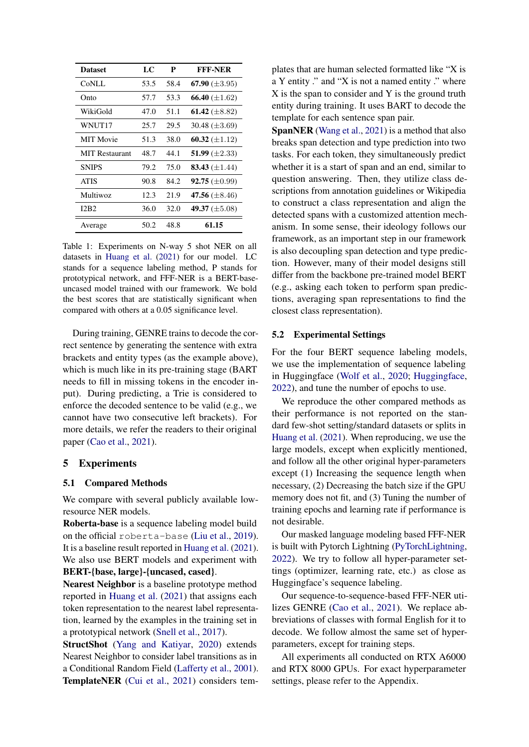| Dataset | LC | P | FFF-NER |
|---|---|---|---|
| CoNLL | 53.5 | 58.4 | **67.90** (±3.95) |
| Onto | 57.7 | 53.3 | **66.40** (±1.62) |
| WikiGold | 47.0 | 51.1 | **61.42** (±8.82) |
| WNUT17 | 25.7 | 29.5 | 30.48 (±3.69) |
| MIT Movie | 51.3 | 38.0 | **60.32** (±1.12) |
| MIT Restaurant | 48.7 | 44.1 | **51.99** (±2.33) |
| SNIPS | 79.2 | 75.0 | **83.43** (±1.44) |
| ATIS | 90.8 | 84.2 | **92.75** (±0.99) |
| Multiwoz | 12.3 | 21.9 | **47.56** (±8.46) |
| I2B2 | 36.0 | 32.0 | **49.37** (±5.08) |
| Average | 50.2 | 48.8 | **61.15** |

Table 1: Experiments on N-way 5 shot NER on all datasets in Huang et al. (2021) for our model. LC stands for a sequence labeling method, P stands for prototypical network, and FFF-NER is a BERT-base-uncased model trained with our framework. We bold the best scores that are statistically significant when compared with others at a 0.05 significance level.

During training, GENRE trains to decode the correct sentence by generating the sentence with extra brackets and entity types (as the example above), which is much like in its pre-training stage (BART needs to fill in missing tokens in the encoder input). During predicting, a Trie is considered to enforce the decoded sentence to be valid (e.g., we cannot have two consecutive left brackets). For more details, we refer the readers to their original paper (Cao et al., 2021).

# 5 Experiments

## 5.1 Compared Methods

We compare with several publicly available low-resource NER models.

**Roberta-base** is a sequence labeling model build on the official `roberta-base` (Liu et al., 2019). It is a baseline result reported in Huang et al. (2021). We also use BERT models and experiment with **BERT-{base, large}-{uncased, cased}**.

**Nearest Neighbor** is a baseline prototype method reported in Huang et al. (2021) that assigns each token representation to the nearest label representation, learned by the examples in the training set in a prototypical network (Snell et al., 2017).

**StructShot** (Yang and Katiyar, 2020) extends Nearest Neighbor to consider label transitions as in a Conditional Random Field (Lafferty et al., 2001).

**TemplateNER** (Cui et al., 2021) considers templates that are human selected formatted like "X is a Y entity ." and "X is not a named entity ." where X is the span to consider and Y is the ground truth entity during training. It uses BART to decode the template for each sentence span pair.

**SpanNER** (Wang et al., 2021) is a method that also breaks span detection and type prediction into two tasks. For each token, they simultaneously predict whether it is a start of span and an end, similar to question answering. Then, they utilize class descriptions from annotation guidelines or Wikipedia to construct a class representation and align the detected spans with a customized attention mechanism. In some sense, their ideology follows our framework, as an important step in our framework is also decoupling span detection and type prediction. However, many of their model designs still differ from the backbone pre-trained model BERT (e.g., asking each token to perform span predictions, averaging span representations to find the closest class representation).

## 5.2 Experimental Settings

For the four BERT sequence labeling models, we use the implementation of sequence labeling in Huggingface (Wolf et al., 2020; Huggingface, 2022), and tune the number of epochs to use.

We reproduce the other compared methods as their performance is not reported on the standard few-shot setting/standard datasets or splits in Huang et al. (2021). When reproducing, we use the large models, except when explicitly mentioned, and follow all the other original hyper-parameters except (1) Increasing the sequence length when necessary, (2) Decreasing the batch size if the GPU memory does not fit, and (3) Tuning the number of training epochs and learning rate if performance is not desirable.

Our masked language modeling based FFF-NER is built with Pytorch Lightning (PyTorchLightning, 2022). We try to follow all hyper-parameter settings (optimizer, learning rate, etc.) as close as Huggingface's sequence labeling.

Our sequence-to-sequence-based FFF-NER utilizes GENRE (Cao et al., 2021). We replace abbreviations of classes with formal English for it to decode. We follow almost the same set of hyper-parameters, except for training steps.

All experiments all conducted on RTX A6000 and RTX 8000 GPUs. For exact hyperparameter settings, please refer to the Appendix.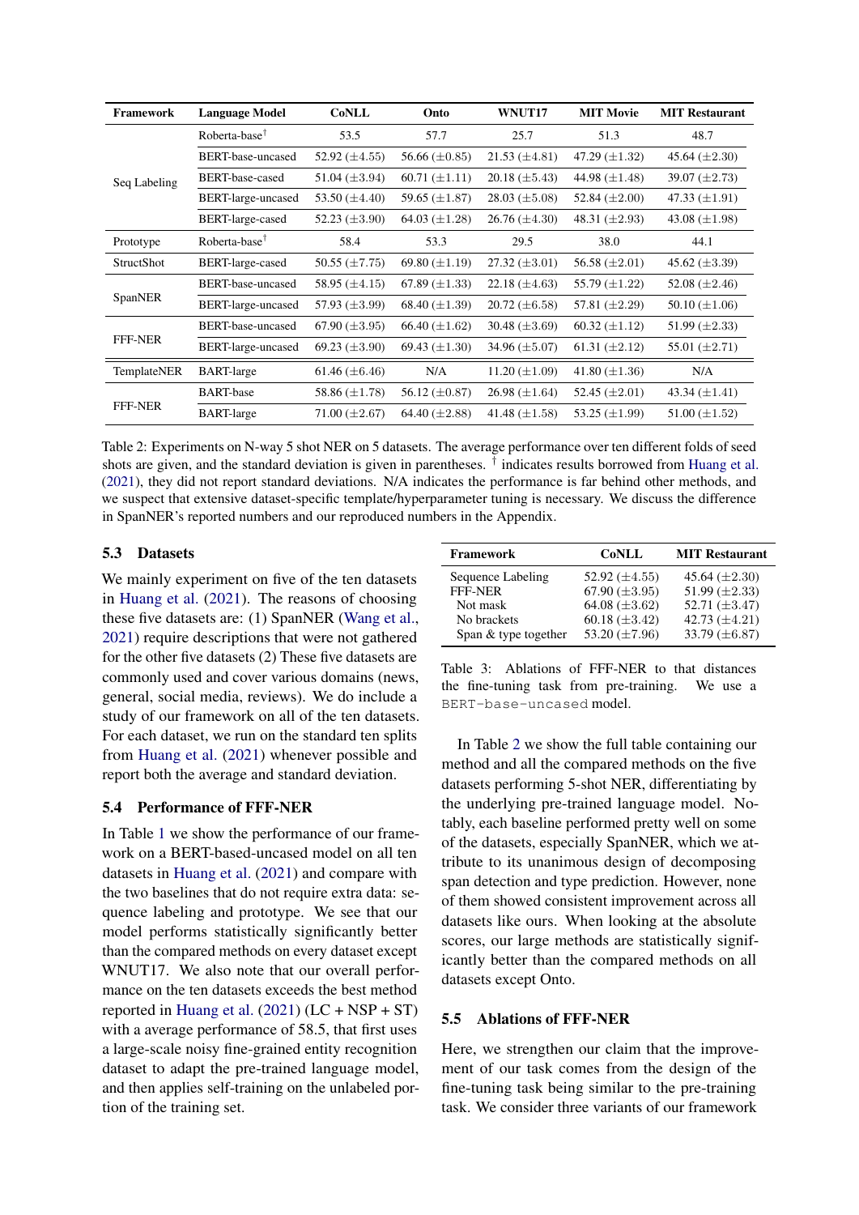| Framework | Language Model | CoNLL | Onto | WNUT17 | MIT Movie | MIT Restaurant |
|---|---|---|---|---|---|---|
| Seq Labeling | Roberta-base† | 53.5 | 57.7 | 25.7 | 51.3 | 48.7 |
| | BERT-base-uncased | 52.92 (±4.55) | 56.66 (±0.85) | 21.53 (±4.81) | 47.29 (±1.32) | 45.64 (±2.30) |
| | BERT-base-cased | 51.04 (±3.94) | 60.71 (±1.11) | 20.18 (±5.43) | 44.98 (±1.48) | 39.07 (±2.73) |
| | BERT-large-uncased | 53.50 (±4.40) | 59.65 (±1.87) | 28.03 (±5.08) | 52.84 (±2.00) | 47.33 (±1.91) |
| | BERT-large-cased | 52.23 (±3.90) | 64.03 (±1.28) | 26.76 (±4.30) | 48.31 (±2.93) | 43.08 (±1.98) |
| Prototype | Roberta-base† | 58.4 | 53.3 | 29.5 | 38.0 | 44.1 |
| StructShot | BERT-large-cased | 50.55 (±7.75) | 69.80 (±1.19) | 27.32 (±3.01) | 56.58 (±2.01) | 45.62 (±3.39) |
| SpanNER | BERT-base-uncased | 58.95 (±4.15) | 67.89 (±1.33) | 22.18 (±4.63) | 55.79 (±1.22) | 52.08 (±2.46) |
| | BERT-large-uncased | 57.93 (±3.99) | 68.40 (±1.39) | 20.72 (±6.58) | 57.81 (±2.29) | 50.10 (±1.06) |
| FFF-NER | BERT-base-uncased | 67.90 (±3.95) | 66.40 (±1.62) | 30.48 (±3.69) | 60.32 (±1.12) | 51.99 (±2.33) |
| | BERT-large-uncased | 69.23 (±3.90) | 69.43 (±1.30) | 34.96 (±5.07) | 61.31 (±2.12) | 55.01 (±2.71) |
| TemplateNER | BART-large | 61.46 (±6.46) | N/A | 11.20 (±1.09) | 41.80 (±1.36) | N/A |
| FFF-NER | BART-base | 58.86 (±1.78) | 56.12 (±0.87) | 26.98 (±1.64) | 52.45 (±2.01) | 43.34 (±1.41) |
| | BART-large | 71.00 (±2.67) | 64.40 (±2.88) | 41.48 (±1.58) | 53.25 (±1.99) | 51.00 (±1.52) |

Table 2: Experiments on N-way 5 shot NER on 5 datasets. The average performance over ten different folds of seed shots are given, and the standard deviation is given in parentheses. † indicates results borrowed from Huang et al. (2021), they did not report standard deviations. N/A indicates the performance is far behind other methods, and we suspect that extensive dataset-specific template/hyperparameter tuning is necessary. We discuss the difference in SpanNER's reported numbers and our reproduced numbers in the Appendix.

## 5.3 Datasets

We mainly experiment on five of the ten datasets in Huang et al. (2021). The reasons of choosing these five datasets are: (1) SpanNER (Wang et al., 2021) require descriptions that were not gathered for the other five datasets (2) These five datasets are commonly used and cover various domains (news, general, social media, reviews). We do include a study of our framework on all of the ten datasets. For each dataset, we run on the standard ten splits from Huang et al. (2021) whenever possible and report both the average and standard deviation.

## 5.4 Performance of FFF-NER

In Table 1 we show the performance of our framework on a BERT-based-uncased model on all ten datasets in Huang et al. (2021) and compare with the two baselines that do not require extra data: sequence labeling and prototype. We see that our model performs statistically significantly better than the compared methods on every dataset except WNUT17. We also note that our overall performance on the ten datasets exceeds the best method reported in Huang et al. (2021) (LC + NSP + ST) with a average performance of 58.5, that first uses a large-scale noisy fine-grained entity recognition dataset to adapt the pre-trained language model, and then applies self-training on the unlabeled portion of the training set.

| Framework | CoNLL | MIT Restaurant |
|---|---|---|
| Sequence Labeling | 52.92 (±4.55) | 45.64 (±2.30) |
| FFF-NER | 67.90 (±3.95) | 51.99 (±2.33) |
| Not mask | 64.08 (±3.62) | 52.71 (±3.47) |
| No brackets | 60.18 (±3.42) | 42.73 (±4.21) |
| Span & type together | 53.20 (±7.96) | 33.79 (±6.87) |

Table 3: Ablations of FFF-NER to that distances the fine-tuning task from pre-training. We use a `BERT-base-uncased` model.

In Table 2 we show the full table containing our method and all the compared methods on the five datasets performing 5-shot NER, differentiating by the underlying pre-trained language model. Notably, each baseline performed pretty well on some of the datasets, especially SpanNER, which we attribute to its unanimous design of decomposing span detection and type prediction. However, none of them showed consistent improvement across all datasets like ours. When looking at the absolute scores, our large methods are statistically significantly better than the compared methods on all datasets except Onto.

## 5.5 Ablations of FFF-NER

Here, we strengthen our claim that the improvement of our task comes from the design of the fine-tuning task being similar to the pre-training task. We consider three variants of our framework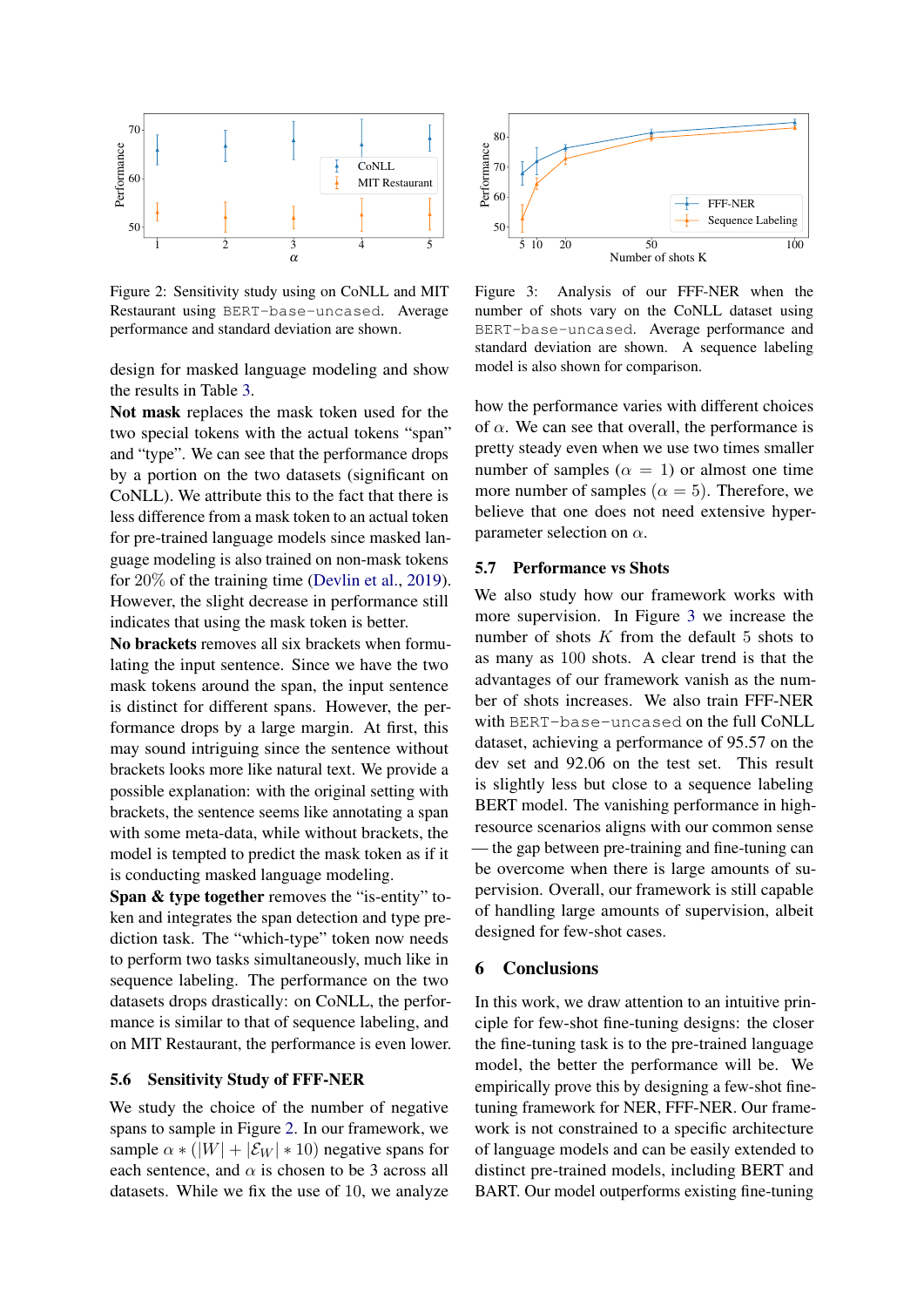Figure 2: Sensitivity study using on CoNLL and MIT Restaurant using `BERT-base-uncased`. Average performance and standard deviation are shown.

Figure 3: Analysis of our FFF-NER when the number of shots vary on the CoNLL dataset using `BERT-base-uncased`. Average performance and standard deviation are shown. A sequence labeling model is also shown for comparison.

design for masked language modeling and show the results in Table 3.

**Not mask** replaces the mask token used for the two special tokens with the actual tokens "span" and "type". We can see that the performance drops by a portion on the two datasets (significant on CoNLL). We attribute this to the fact that there is less difference from a mask token to an actual token for pre-trained language models since masked language modeling is also trained on non-mask tokens for 20% of the training time (Devlin et al., 2019). However, the slight decrease in performance still indicates that using the mask token is better.

**No brackets** removes all six brackets when formulating the input sentence. Since we have the two mask tokens around the span, the input sentence is distinct for different spans. However, the performance drops by a large margin. At first, this may sound intriguing since the sentence without brackets looks more like natural text. We provide a possible explanation: with the original setting with brackets, the sentence seems like annotating a span with some meta-data, while without brackets, the model is tempted to predict the mask token as if it is conducting masked language modeling.

**Span & type together** removes the "is-entity" token and integrates the span detection and type prediction task. The "which-type" token now needs to perform two tasks simultaneously, much like in sequence labeling. The performance on the two datasets drops drastically: on CoNLL, the performance is similar to that of sequence labeling, and on MIT Restaurant, the performance is even lower.

### 5.6 Sensitivity Study of FFF-NER

We study the choice of the number of negative spans to sample in Figure 2. In our framework, we sample $\alpha * (|W| + |\mathcal{E}_W| * 10)$ negative spans for each sentence, and $\alpha$ is chosen to be 3 across all datasets. While we fix the use of 10, we analyze how the performance varies with different choices of $\alpha$. We can see that overall, the performance is pretty steady even when we use two times smaller number of samples ($\alpha = 1$) or almost one time more number of samples ($\alpha = 5$). Therefore, we believe that one does not need extensive hyper-parameter selection on $\alpha$.

### 5.7 Performance vs Shots

We also study how our framework works with more supervision. In Figure 3 we increase the number of shots $K$ from the default 5 shots to as many as 100 shots. A clear trend is that the advantages of our framework vanish as the number of shots increases. We also train FFF-NER with `BERT-base-uncased` on the full CoNLL dataset, achieving a performance of 95.57 on the dev set and 92.06 on the test set. This result is slightly less but close to a sequence labeling BERT model. The vanishing performance in high-resource scenarios aligns with our common sense — the gap between pre-training and fine-tuning can be overcome when there is large amounts of supervision. Overall, our framework is still capable of handling large amounts of supervision, albeit designed for few-shot cases.

## 6 Conclusions

In this work, we draw attention to an intuitive principle for few-shot fine-tuning designs: the closer the fine-tuning task is to the pre-trained language model, the better the performance will be. We empirically prove this by designing a few-shot fine-tuning framework for NER, FFF-NER. Our framework is not constrained to a specific architecture of language models and can be easily extended to distinct pre-trained models, including BERT and BART. Our model outperforms existing fine-tuning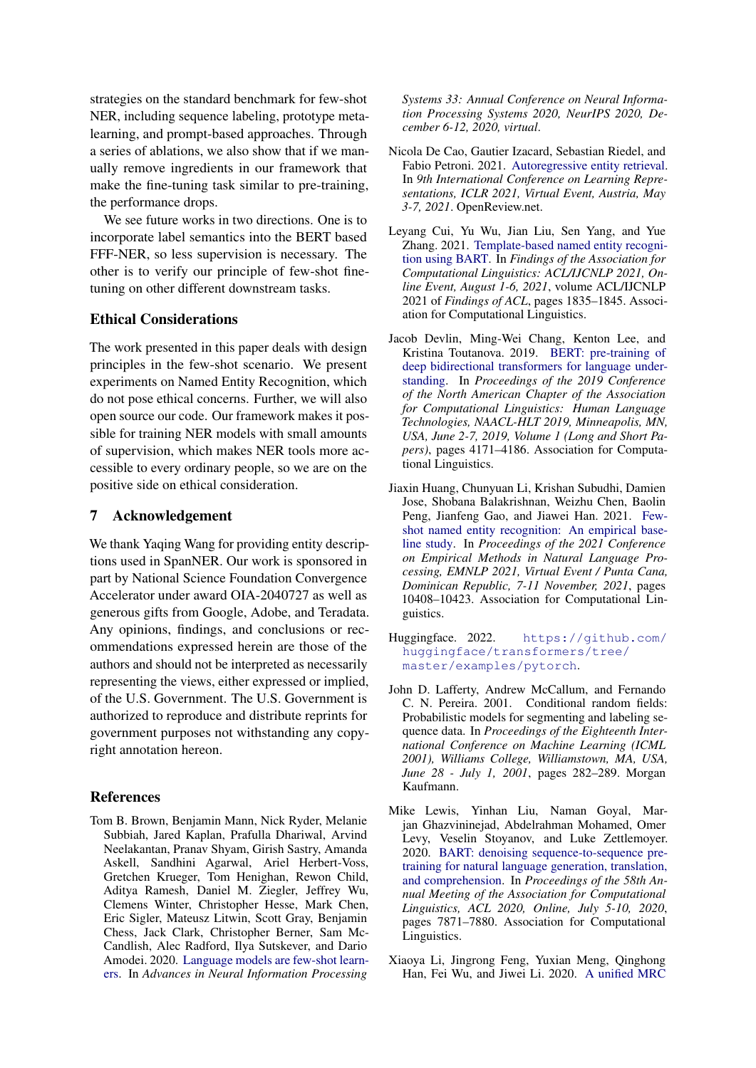strategies on the standard benchmark for few-shot NER, including sequence labeling, prototype meta-learning, and prompt-based approaches. Through a series of ablations, we also show that if we manually remove ingredients in our framework that make the fine-tuning task similar to pre-training, the performance drops.

We see future works in two directions. One is to incorporate label semantics into the BERT based FFF-NER, so less supervision is necessary. The other is to verify our principle of few-shot fine-tuning on other different downstream tasks.

## Ethical Considerations

The work presented in this paper deals with design principles in the few-shot scenario. We present experiments on Named Entity Recognition, which do not pose ethical concerns. Further, we will also open source our code. Our framework makes it possible for training NER models with small amounts of supervision, which makes NER tools more accessible to every ordinary people, so we are on the positive side on ethical consideration.

## 7 Acknowledgement

We thank Yaqing Wang for providing entity descriptions used in SpanNER. Our work is sponsored in part by National Science Foundation Convergence Accelerator under award OIA-2040727 as well as generous gifts from Google, Adobe, and Teradata. Any opinions, findings, and conclusions or recommendations expressed herein are those of the authors and should not be interpreted as necessarily representing the views, either expressed or implied, of the U.S. Government. The U.S. Government is authorized to reproduce and distribute reprints for government purposes not withstanding any copyright annotation hereon.

## References

Tom B. Brown, Benjamin Mann, Nick Ryder, Melanie Subbiah, Jared Kaplan, Prafulla Dhariwal, Arvind Neelakantan, Pranav Shyam, Girish Sastry, Amanda Askell, Sandhini Agarwal, Ariel Herbert-Voss, Gretchen Krueger, Tom Henighan, Rewon Child, Aditya Ramesh, Daniel M. Ziegler, Jeffrey Wu, Clemens Winter, Christopher Hesse, Mark Chen, Eric Sigler, Mateusz Litwin, Scott Gray, Benjamin Chess, Jack Clark, Christopher Berner, Sam McCandlish, Alec Radford, Ilya Sutskever, and Dario Amodei. 2020. Language models are few-shot learners. In *Advances in Neural Information Processing Systems 33: Annual Conference on Neural Information Processing Systems 2020, NeurIPS 2020, December 6-12, 2020, virtual*.

Nicola De Cao, Gautier Izacard, Sebastian Riedel, and Fabio Petroni. 2021. Autoregressive entity retrieval. In *9th International Conference on Learning Representations, ICLR 2021, Virtual Event, Austria, May 3-7, 2021*. OpenReview.net.

Leyang Cui, Yu Wu, Jian Liu, Sen Yang, and Yue Zhang. 2021. Template-based named entity recognition using BART. In *Findings of the Association for Computational Linguistics: ACL/IJCNLP 2021, Online Event, August 1-6, 2021*, volume ACL/IJCNLP 2021 of *Findings of ACL*, pages 1835–1845. Association for Computational Linguistics.

Jacob Devlin, Ming-Wei Chang, Kenton Lee, and Kristina Toutanova. 2019. BERT: pre-training of deep bidirectional transformers for language understanding. In *Proceedings of the 2019 Conference of the North American Chapter of the Association for Computational Linguistics: Human Language Technologies, NAACL-HLT 2019, Minneapolis, MN, USA, June 2-7, 2019, Volume 1 (Long and Short Papers)*, pages 4171–4186. Association for Computational Linguistics.

Jiaxin Huang, Chunyuan Li, Krishan Subudhi, Damien Jose, Shobana Balakrishnan, Weizhu Chen, Baolin Peng, Jianfeng Gao, and Jiawei Han. 2021. Few-shot named entity recognition: An empirical baseline study. In *Proceedings of the 2021 Conference on Empirical Methods in Natural Language Processing, EMNLP 2021, Virtual Event / Punta Cana, Dominican Republic, 7-11 November, 2021*, pages 10408–10423. Association for Computational Linguistics.

Huggingface. 2022. https://github.com/huggingface/transformers/tree/master/examples/pytorch.

John D. Lafferty, Andrew McCallum, and Fernando C. N. Pereira. 2001. Conditional random fields: Probabilistic models for segmenting and labeling sequence data. In *Proceedings of the Eighteenth International Conference on Machine Learning (ICML 2001), Williams College, Williamstown, MA, USA, June 28 - July 1, 2001*, pages 282–289. Morgan Kaufmann.

Mike Lewis, Yinhan Liu, Naman Goyal, Marjan Ghazvininejad, Abdelrahman Mohamed, Omer Levy, Veselin Stoyanov, and Luke Zettlemoyer. 2020. BART: denoising sequence-to-sequence pre-training for natural language generation, translation, and comprehension. In *Proceedings of the 58th Annual Meeting of the Association for Computational Linguistics, ACL 2020, Online, July 5-10, 2020*, pages 7871–7880. Association for Computational Linguistics.

Xiaoya Li, Jingrong Feng, Yuxian Meng, Qinghong Han, Fei Wu, and Jiwei Li. 2020. A unified MRC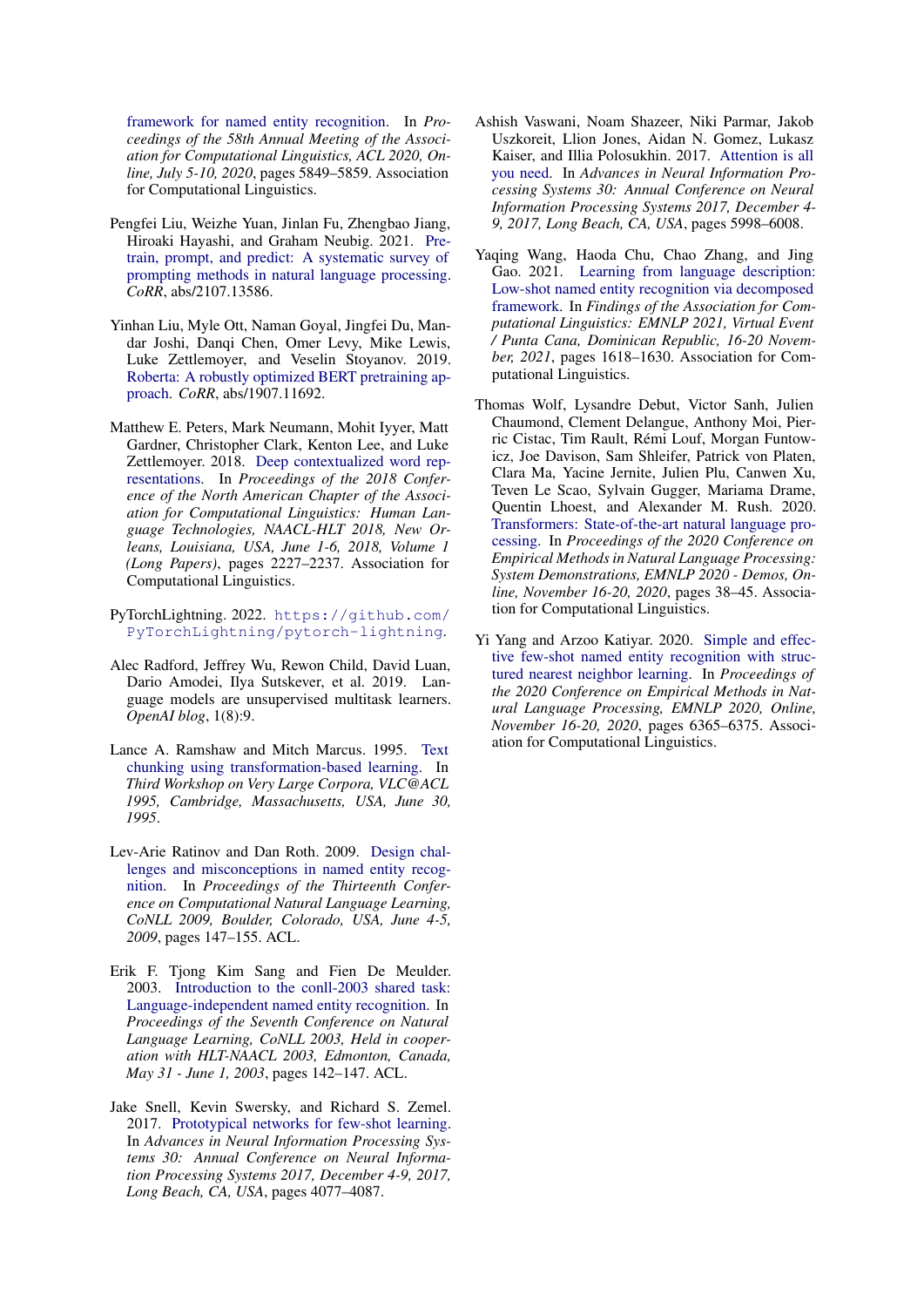framework for named entity recognition. In *Proceedings of the 58th Annual Meeting of the Association for Computational Linguistics, ACL 2020, Online, July 5-10, 2020*, pages 5849–5859. Association for Computational Linguistics.

Pengfei Liu, Weizhe Yuan, Jinlan Fu, Zhengbao Jiang, Hiroaki Hayashi, and Graham Neubig. 2021. Pre-train, prompt, and predict: A systematic survey of prompting methods in natural language processing. *CoRR*, abs/2107.13586.

Yinhan Liu, Myle Ott, Naman Goyal, Jingfei Du, Mandar Joshi, Danqi Chen, Omer Levy, Mike Lewis, Luke Zettlemoyer, and Veselin Stoyanov. 2019. Roberta: A robustly optimized BERT pretraining approach. *CoRR*, abs/1907.11692.

Matthew E. Peters, Mark Neumann, Mohit Iyyer, Matt Gardner, Christopher Clark, Kenton Lee, and Luke Zettlemoyer. 2018. Deep contextualized word representations. In *Proceedings of the 2018 Conference of the North American Chapter of the Association for Computational Linguistics: Human Language Technologies, NAACL-HLT 2018, New Orleans, Louisiana, USA, June 1-6, 2018, Volume 1 (Long Papers)*, pages 2227–2237. Association for Computational Linguistics.

PyTorchLightning. 2022. `https://github.com/PyTorchLightning/pytorch-lightning`.

Alec Radford, Jeffrey Wu, Rewon Child, David Luan, Dario Amodei, Ilya Sutskever, et al. 2019. Language models are unsupervised multitask learners. *OpenAI blog*, 1(8):9.

Lance A. Ramshaw and Mitch Marcus. 1995. Text chunking using transformation-based learning. In *Third Workshop on Very Large Corpora, VLC@ACL 1995, Cambridge, Massachusetts, USA, June 30, 1995*.

Lev-Arie Ratinov and Dan Roth. 2009. Design challenges and misconceptions in named entity recognition. In *Proceedings of the Thirteenth Conference on Computational Natural Language Learning, CoNLL 2009, Boulder, Colorado, USA, June 4-5, 2009*, pages 147–155. ACL.

Erik F. Tjong Kim Sang and Fien De Meulder. 2003. Introduction to the conll-2003 shared task: Language-independent named entity recognition. In *Proceedings of the Seventh Conference on Natural Language Learning, CoNLL 2003, Held in cooperation with HLT-NAACL 2003, Edmonton, Canada, May 31 - June 1, 2003*, pages 142–147. ACL.

Jake Snell, Kevin Swersky, and Richard S. Zemel. 2017. Prototypical networks for few-shot learning. In *Advances in Neural Information Processing Systems 30: Annual Conference on Neural Information Processing Systems 2017, December 4-9, 2017, Long Beach, CA, USA*, pages 4077–4087.

Ashish Vaswani, Noam Shazeer, Niki Parmar, Jakob Uszkoreit, Llion Jones, Aidan N. Gomez, Lukasz Kaiser, and Illia Polosukhin. 2017. Attention is all you need. In *Advances in Neural Information Processing Systems 30: Annual Conference on Neural Information Processing Systems 2017, December 4-9, 2017, Long Beach, CA, USA*, pages 5998–6008.

Yaqing Wang, Haoda Chu, Chao Zhang, and Jing Gao. 2021. Learning from language description: Low-shot named entity recognition via decomposed framework. In *Findings of the Association for Computational Linguistics: EMNLP 2021, Virtual Event / Punta Cana, Dominican Republic, 16-20 November, 2021*, pages 1618–1630. Association for Computational Linguistics.

Thomas Wolf, Lysandre Debut, Victor Sanh, Julien Chaumond, Clement Delangue, Anthony Moi, Pierric Cistac, Tim Rault, Rémi Louf, Morgan Funtowicz, Joe Davison, Sam Shleifer, Patrick von Platen, Clara Ma, Yacine Jernite, Julien Plu, Canwen Xu, Teven Le Scao, Sylvain Gugger, Mariama Drame, Quentin Lhoest, and Alexander M. Rush. 2020. Transformers: State-of-the-art natural language processing. In *Proceedings of the 2020 Conference on Empirical Methods in Natural Language Processing: System Demonstrations, EMNLP 2020 - Demos, Online, November 16-20, 2020*, pages 38–45. Association for Computational Linguistics.

Yi Yang and Arzoo Katiyar. 2020. Simple and effective few-shot named entity recognition with structured nearest neighbor learning. In *Proceedings of the 2020 Conference on Empirical Methods in Natural Language Processing, EMNLP 2020, Online, November 16-20, 2020*, pages 6365–6375. Association for Computational Linguistics.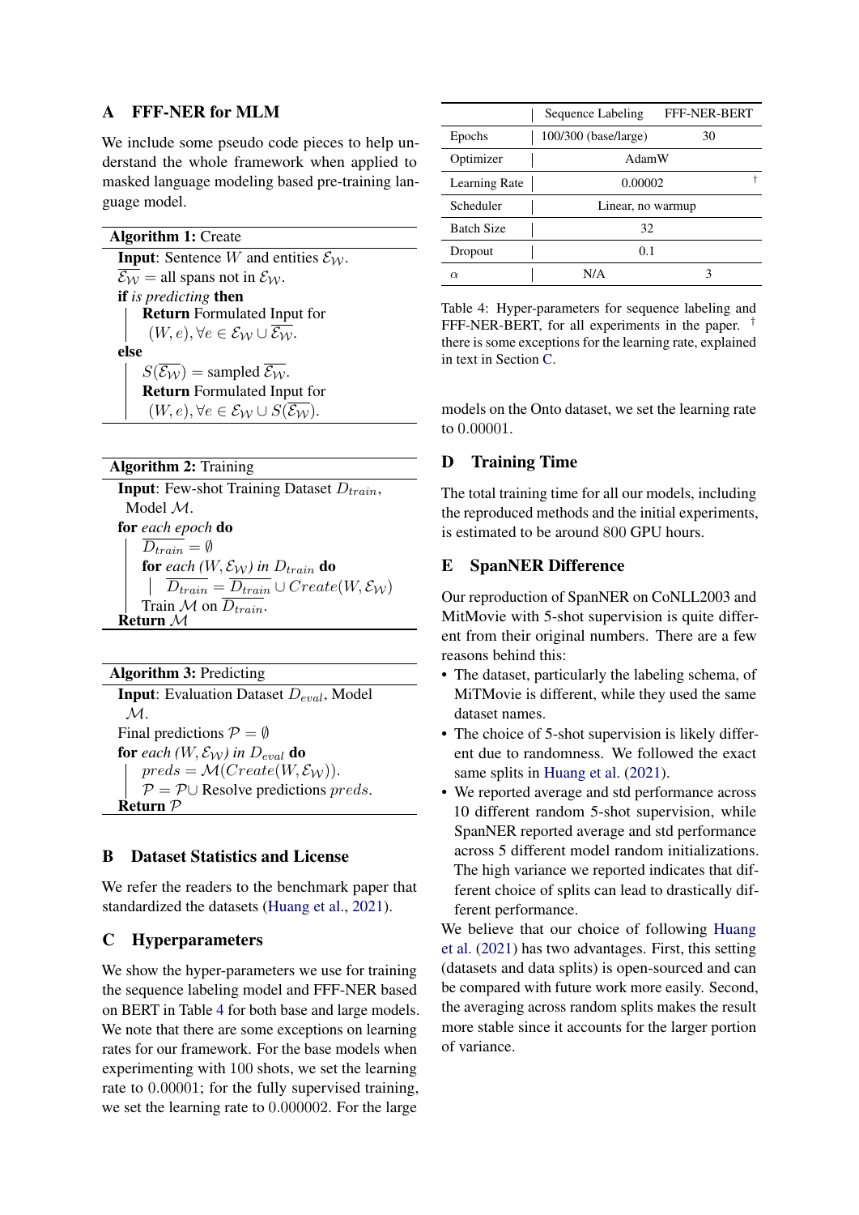## A FFF-NER for MLM

We include some pseudo code pieces to help understand the whole framework when applied to masked language modeling based pre-training language model.

**Algorithm 1:** Create

> **Input**: Sentence $W$ and entities $\mathcal{E}_{\mathcal{W}}$.
> $\overline{\mathcal{E}_{\mathcal{W}}}$ = all spans not in $\mathcal{E}_{\mathcal{W}}$.
> **if** *is predicting* **then**
>     **Return** Formulated Input for $(W, e), \forall e \in \mathcal{E}_{\mathcal{W}} \cup \overline{\mathcal{E}_{\mathcal{W}}}$.
> **else**
>     $S(\overline{\mathcal{E}_{\mathcal{W}}})$ = sampled $\overline{\mathcal{E}_{\mathcal{W}}}$.
>     **Return** Formulated Input for $(W, e), \forall e \in \mathcal{E}_{\mathcal{W}} \cup S(\overline{\mathcal{E}_{\mathcal{W}}})$.

**Algorithm 2:** Training

> **Input**: Few-shot Training Dataset $D_{train}$, Model $\mathcal{M}$.
> **for** *each epoch* **do**
>     $\overline{D_{train}} = \emptyset$
>     **for** *each $(W, \mathcal{E}_{\mathcal{W}})$ in $D_{train}$* **do**
>         $\overline{D_{train}} = \overline{D_{train}} \cup Create(W, \mathcal{E}_{\mathcal{W}})$
>     Train $\mathcal{M}$ on $\overline{D_{train}}$.
> **Return** $\mathcal{M}$

**Algorithm 3:** Predicting

> **Input**: Evaluation Dataset $D_{eval}$, Model $\mathcal{M}$.
> Final predictions $\mathcal{P} = \emptyset$
> **for** *each $(W, \mathcal{E}_{\mathcal{W}})$ in $D_{eval}$* **do**
>     $preds = \mathcal{M}(Create(W, \mathcal{E}_{\mathcal{W}}))$.
>     $\mathcal{P} = \mathcal{P} \cup$ Resolve predictions $preds$.
> **Return** $\mathcal{P}$

## B Dataset Statistics and License

We refer the readers to the benchmark paper that standardized the datasets (Huang et al., 2021).

## C Hyperparameters

We show the hyper-parameters we use for training the sequence labeling model and FFF-NER based on BERT in Table 4 for both base and large models. We note that there are some exceptions on learning rates for our framework. For the base models when experimenting with 100 shots, we set the learning rate to 0.00001; for the fully supervised training, we set the learning rate to 0.000002. For the large models on the Onto dataset, we set the learning rate to 0.00001.

| | Sequence Labeling | FFF-NER-BERT |
|---|---|---|
| Epochs | 100/300 (base/large) | 30 |
| Optimizer | AdamW | |
| Learning Rate | 0.00002 | † |
| Scheduler | Linear, no warmup | |
| Batch Size | 32 | |
| Dropout | 0.1 | |
| $\alpha$ | N/A | 3 |

Table 4: Hyper-parameters for sequence labeling and FFF-NER-BERT, for all experiments in the paper. † there is some exceptions for the learning rate, explained in text in Section C.

## D Training Time

The total training time for all our models, including the reproduced methods and the initial experiments, is estimated to be around 800 GPU hours.

## E SpanNER Difference

Our reproduction of SpanNER on CoNLL2003 and MitMovie with 5-shot supervision is quite different from their original numbers. There are a few reasons behind this:

- The dataset, particularly the labeling schema, of MiTMovie is different, while they used the same dataset names.
- The choice of 5-shot supervision is likely different due to randomness. We followed the exact same splits in Huang et al. (2021).
- We reported average and std performance across 10 different random 5-shot supervision, while SpanNER reported average and std performance across 5 different model random initializations. The high variance we reported indicates that different choice of splits can lead to drastically different performance.

We believe that our choice of following Huang et al. (2021) has two advantages. First, this setting (datasets and data splits) is open-sourced and can be compared with future work more easily. Second, the averaging across random splits makes the result more stable since it accounts for the larger portion of variance.